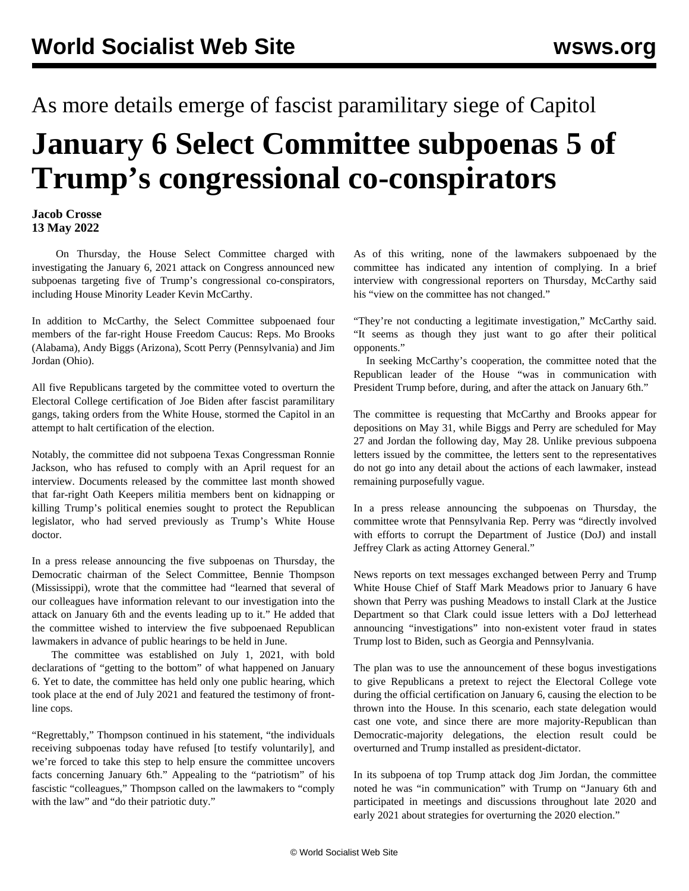As more details emerge of fascist paramilitary siege of Capitol

# January 6 Select Committee subpoenas 5 of Trump's congressional co-conspirators

**Jacob Crosse**
**13 May 2022**

On Thursday, the House Select Committee charged with investigating the January 6, 2021 attack on Congress announced new subpoenas targeting five of Trump's congressional co-conspirators, including House Minority Leader Kevin McCarthy.

In addition to McCarthy, the Select Committee subpoenaed four members of the far-right House Freedom Caucus: Reps. Mo Brooks (Alabama), Andy Biggs (Arizona), Scott Perry (Pennsylvania) and Jim Jordan (Ohio).

All five Republicans targeted by the committee voted to overturn the Electoral College certification of Joe Biden after fascist paramilitary gangs, taking orders from the White House, stormed the Capitol in an attempt to halt certification of the election.

Notably, the committee did not subpoena Texas Congressman Ronnie Jackson, who has refused to comply with an April request for an interview. Documents released by the committee last month showed that far-right Oath Keepers militia members bent on kidnapping or killing Trump's political enemies sought to protect the Republican legislator, who had served previously as Trump's White House doctor.

In a press release announcing the five subpoenas on Thursday, the Democratic chairman of the Select Committee, Bennie Thompson (Mississippi), wrote that the committee had "learned that several of our colleagues have information relevant to our investigation into the attack on January 6th and the events leading up to it." He added that the committee wished to interview the five subpoenaed Republican lawmakers in advance of public hearings to be held in June.

The committee was established on July 1, 2021, with bold declarations of "getting to the bottom" of what happened on January 6. Yet to date, the committee has held only one public hearing, which took place at the end of July 2021 and featured the testimony of front-line cops.

"Regrettably," Thompson continued in his statement, "the individuals receiving subpoenas today have refused [to testify voluntarily], and we're forced to take this step to help ensure the committee uncovers facts concerning January 6th." Appealing to the "patriotism" of his fascistic "colleagues," Thompson called on the lawmakers to "comply with the law" and "do their patriotic duty."

As of this writing, none of the lawmakers subpoenaed by the committee has indicated any intention of complying. In a brief interview with congressional reporters on Thursday, McCarthy said his "view on the committee has not changed."

"They're not conducting a legitimate investigation," McCarthy said. "It seems as though they just want to go after their political opponents."

In seeking McCarthy's cooperation, the committee noted that the Republican leader of the House "was in communication with President Trump before, during, and after the attack on January 6th."

The committee is requesting that McCarthy and Brooks appear for depositions on May 31, while Biggs and Perry are scheduled for May 27 and Jordan the following day, May 28. Unlike previous subpoena letters issued by the committee, the letters sent to the representatives do not go into any detail about the actions of each lawmaker, instead remaining purposefully vague.

In a press release announcing the subpoenas on Thursday, the committee wrote that Pennsylvania Rep. Perry was "directly involved with efforts to corrupt the Department of Justice (DoJ) and install Jeffrey Clark as acting Attorney General."

News reports on text messages exchanged between Perry and Trump White House Chief of Staff Mark Meadows prior to January 6 have shown that Perry was pushing Meadows to install Clark at the Justice Department so that Clark could issue letters with a DoJ letterhead announcing "investigations" into non-existent voter fraud in states Trump lost to Biden, such as Georgia and Pennsylvania.

The plan was to use the announcement of these bogus investigations to give Republicans a pretext to reject the Electoral College vote during the official certification on January 6, causing the election to be thrown into the House. In this scenario, each state delegation would cast one vote, and since there are more majority-Republican than Democratic-majority delegations, the election result could be overturned and Trump installed as president-dictator.

In its subpoena of top Trump attack dog Jim Jordan, the committee noted he was "in communication" with Trump on "January 6th and participated in meetings and discussions throughout late 2020 and early 2021 about strategies for overturning the 2020 election."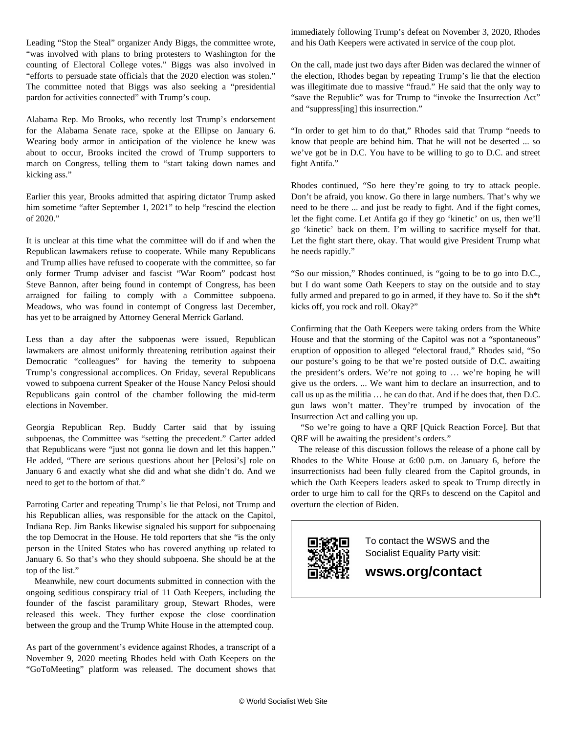Leading “Stop the Steal” organizer Andy Biggs, the committee wrote, “was involved with plans to bring protesters to Washington for the counting of Electoral College votes.” Biggs was also involved in “efforts to persuade state officials that the 2020 election was stolen.” The committee noted that Biggs was also seeking a “presidential pardon for activities connected” with Trump’s coup.

Alabama Rep. Mo Brooks, who recently lost Trump’s endorsement for the Alabama Senate race, spoke at the Ellipse on January 6. Wearing body armor in anticipation of the violence he knew was about to occur, Brooks incited the crowd of Trump supporters to march on Congress, telling them to “start taking down names and kicking ass.”

Earlier this year, Brooks admitted that aspiring dictator Trump asked him sometime “after September 1, 2021” to help “rescind the election of 2020.”

It is unclear at this time what the committee will do if and when the Republican lawmakers refuse to cooperate. While many Republicans and Trump allies have refused to cooperate with the committee, so far only former Trump adviser and fascist “War Room” podcast host Steve Bannon, after being found in contempt of Congress, has been arraigned for failing to comply with a Committee subpoena. Meadows, who was found in contempt of Congress last December, has yet to be arraigned by Attorney General Merrick Garland.

Less than a day after the subpoenas were issued, Republican lawmakers are almost uniformly threatening retribution against their Democratic “colleagues” for having the temerity to subpoena Trump’s congressional accomplices. On Friday, several Republicans vowed to subpoena current Speaker of the House Nancy Pelosi should Republicans gain control of the chamber following the mid-term elections in November.

Georgia Republican Rep. Buddy Carter said that by issuing subpoenas, the Committee was “setting the precedent.” Carter added that Republicans were “just not gonna lie down and let this happen.” He added, “There are serious questions about her [Pelosi’s] role on January 6 and exactly what she did and what she didn’t do. And we need to get to the bottom of that.”

Parroting Carter and repeating Trump’s lie that Pelosi, not Trump and his Republican allies, was responsible for the attack on the Capitol, Indiana Rep. Jim Banks likewise signaled his support for subpoenaing the top Democrat in the House. He told reporters that she “is the only person in the United States who has covered anything up related to January 6. So that’s who they should subpoena. She should be at the top of the list.”

Meanwhile, new court documents submitted in connection with the ongoing seditious conspiracy trial of 11 Oath Keepers, including the founder of the fascist paramilitary group, Stewart Rhodes, were released this week. They further expose the close coordination between the group and the Trump White House in the attempted coup.

As part of the government’s evidence against Rhodes, a transcript of a November 9, 2020 meeting Rhodes held with Oath Keepers on the “GoToMeeting” platform was released. The document shows that immediately following Trump’s defeat on November 3, 2020, Rhodes and his Oath Keepers were activated in service of the coup plot.

On the call, made just two days after Biden was declared the winner of the election, Rhodes began by repeating Trump’s lie that the election was illegitimate due to massive “fraud.” He said that the only way to “save the Republic” was for Trump to “invoke the Insurrection Act” and “suppress[ing] this insurrection.”

“In order to get him to do that,” Rhodes said that Trump “needs to know that people are behind him. That he will not be deserted ... so we’ve got be in D.C. You have to be willing to go to D.C. and street fight Antifa.”

Rhodes continued, “So here they’re going to try to attack people. Don’t be afraid, you know. Go there in large numbers. That’s why we need to be there ... and just be ready to fight. And if the fight comes, let the fight come. Let Antifa go if they go ‘kinetic’ on us, then we’ll go ‘kinetic’ back on them. I’m willing to sacrifice myself for that. Let the fight start there, okay. That would give President Trump what he needs rapidly.”

“So our mission,” Rhodes continued, is “going to be to go into D.C., but I do want some Oath Keepers to stay on the outside and to stay fully armed and prepared to go in armed, if they have to. So if the sh*t kicks off, you rock and roll. Okay?”

Confirming that the Oath Keepers were taking orders from the White House and that the storming of the Capitol was not a “spontaneous” eruption of opposition to alleged “electoral fraud,” Rhodes said, “So our posture’s going to be that we’re posted outside of D.C. awaiting the president’s orders. We’re not going to … we’re hoping he will give us the orders. ... We want him to declare an insurrection, and to call us up as the militia … he can do that. And if he does that, then D.C. gun laws won’t matter. They’re trumped by invocation of the Insurrection Act and calling you up.

“So we’re going to have a QRF [Quick Reaction Force]. But that QRF will be awaiting the president’s orders.”

The release of this discussion follows the release of a phone call by Rhodes to the White House at 6:00 p.m. on January 6, before the insurrectionists had been fully cleared from the Capitol grounds, in which the Oath Keepers leaders asked to speak to Trump directly in order to urge him to call for the QRFs to descend on the Capitol and overturn the election of Biden.

To contact the WSWS and the Socialist Equality Party visit:

**wsws.org/contact**